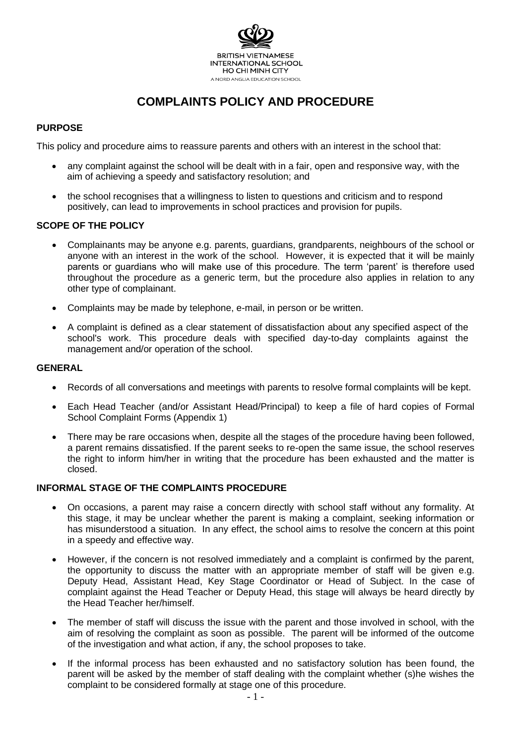BRITISH VIETNAMESE
INTERNATIONAL SCHOOL
HO CHI MINH CITY
A NORD ANGLIA EDUCATION SCHOOL

# COMPLAINTS POLICY AND PROCEDURE

## PURPOSE

This policy and procedure aims to reassure parents and others with an interest in the school that:

- any complaint against the school will be dealt with in a fair, open and responsive way, with the aim of achieving a speedy and satisfactory resolution; and
- the school recognises that a willingness to listen to questions and criticism and to respond positively, can lead to improvements in school practices and provision for pupils.

## SCOPE OF THE POLICY

- Complainants may be anyone e.g. parents, guardians, grandparents, neighbours of the school or anyone with an interest in the work of the school. However, it is expected that it will be mainly parents or guardians who will make use of this procedure. The term 'parent' is therefore used throughout the procedure as a generic term, but the procedure also applies in relation to any other type of complainant.
- Complaints may be made by telephone, e-mail, in person or be written.
- A complaint is defined as a clear statement of dissatisfaction about any specified aspect of the school's work. This procedure deals with specified day-to-day complaints against the management and/or operation of the school.

## GENERAL

- Records of all conversations and meetings with parents to resolve formal complaints will be kept.
- Each Head Teacher (and/or Assistant Head/Principal) to keep a file of hard copies of Formal School Complaint Forms (Appendix 1)
- There may be rare occasions when, despite all the stages of the procedure having been followed, a parent remains dissatisfied. If the parent seeks to re-open the same issue, the school reserves the right to inform him/her in writing that the procedure has been exhausted and the matter is closed.

## INFORMAL STAGE OF THE COMPLAINTS PROCEDURE

- On occasions, a parent may raise a concern directly with school staff without any formality. At this stage, it may be unclear whether the parent is making a complaint, seeking information or has misunderstood a situation. In any effect, the school aims to resolve the concern at this point in a speedy and effective way.
- However, if the concern is not resolved immediately and a complaint is confirmed by the parent, the opportunity to discuss the matter with an appropriate member of staff will be given e.g. Deputy Head, Assistant Head, Key Stage Coordinator or Head of Subject. In the case of complaint against the Head Teacher or Deputy Head, this stage will always be heard directly by the Head Teacher her/himself.
- The member of staff will discuss the issue with the parent and those involved in school, with the aim of resolving the complaint as soon as possible. The parent will be informed of the outcome of the investigation and what action, if any, the school proposes to take.
- If the informal process has been exhausted and no satisfactory solution has been found, the parent will be asked by the member of staff dealing with the complaint whether (s)he wishes the complaint to be considered formally at stage one of this procedure.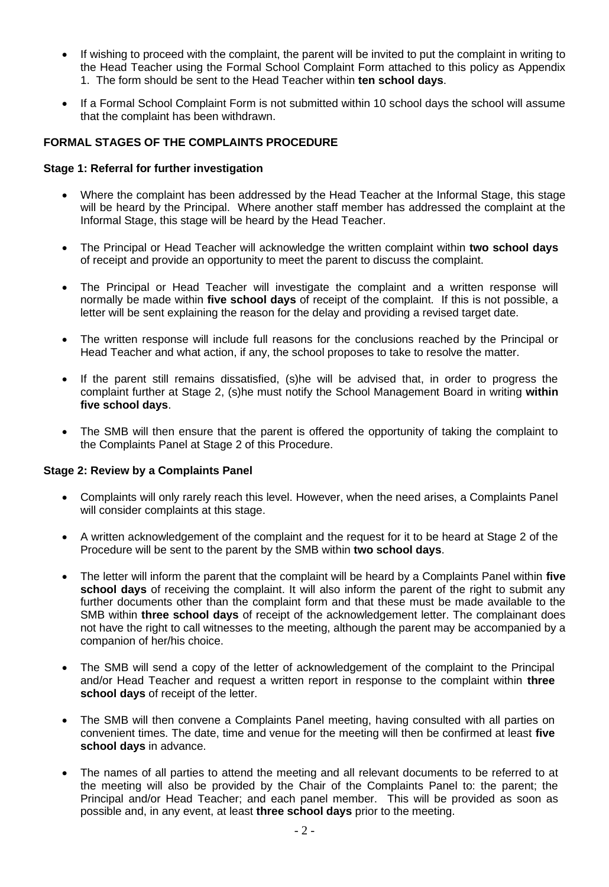- If wishing to proceed with the complaint, the parent will be invited to put the complaint in writing to the Head Teacher using the Formal School Complaint Form attached to this policy as Appendix 1. The form should be sent to the Head Teacher within **ten school days**.
- If a Formal School Complaint Form is not submitted within 10 school days the school will assume that the complaint has been withdrawn.

## FORMAL STAGES OF THE COMPLAINTS PROCEDURE

### Stage 1: Referral for further investigation

- Where the complaint has been addressed by the Head Teacher at the Informal Stage, this stage will be heard by the Principal. Where another staff member has addressed the complaint at the Informal Stage, this stage will be heard by the Head Teacher.
- The Principal or Head Teacher will acknowledge the written complaint within **two school days** of receipt and provide an opportunity to meet the parent to discuss the complaint.
- The Principal or Head Teacher will investigate the complaint and a written response will normally be made within **five school days** of receipt of the complaint. If this is not possible, a letter will be sent explaining the reason for the delay and providing a revised target date.
- The written response will include full reasons for the conclusions reached by the Principal or Head Teacher and what action, if any, the school proposes to take to resolve the matter.
- If the parent still remains dissatisfied, (s)he will be advised that, in order to progress the complaint further at Stage 2, (s)he must notify the School Management Board in writing **within five school days**.
- The SMB will then ensure that the parent is offered the opportunity of taking the complaint to the Complaints Panel at Stage 2 of this Procedure.

### Stage 2: Review by a Complaints Panel

- Complaints will only rarely reach this level. However, when the need arises, a Complaints Panel will consider complaints at this stage.
- A written acknowledgement of the complaint and the request for it to be heard at Stage 2 of the Procedure will be sent to the parent by the SMB within **two school days**.
- The letter will inform the parent that the complaint will be heard by a Complaints Panel within **five school days** of receiving the complaint. It will also inform the parent of the right to submit any further documents other than the complaint form and that these must be made available to the SMB within **three school days** of receipt of the acknowledgement letter. The complainant does not have the right to call witnesses to the meeting, although the parent may be accompanied by a companion of her/his choice.
- The SMB will send a copy of the letter of acknowledgement of the complaint to the Principal and/or Head Teacher and request a written report in response to the complaint within **three school days** of receipt of the letter.
- The SMB will then convene a Complaints Panel meeting, having consulted with all parties on convenient times. The date, time and venue for the meeting will then be confirmed at least **five school days** in advance.
- The names of all parties to attend the meeting and all relevant documents to be referred to at the meeting will also be provided by the Chair of the Complaints Panel to: the parent; the Principal and/or Head Teacher; and each panel member. This will be provided as soon as possible and, in any event, at least **three school days** prior to the meeting.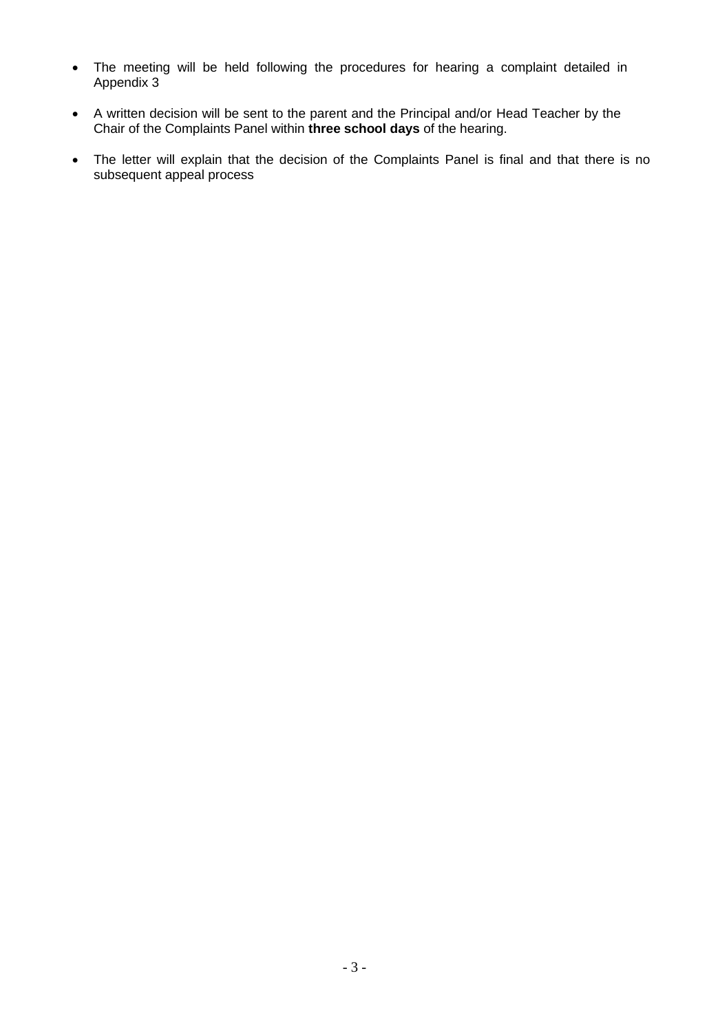- The meeting will be held following the procedures for hearing a complaint detailed in Appendix 3
- A written decision will be sent to the parent and the Principal and/or Head Teacher by the Chair of the Complaints Panel within **three school days** of the hearing.
- The letter will explain that the decision of the Complaints Panel is final and that there is no subsequent appeal process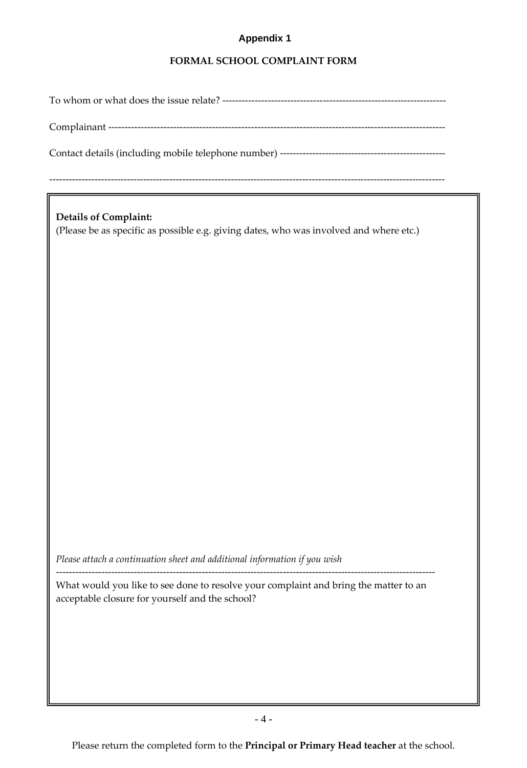**Appendix 1**

## FORMAL SCHOOL COMPLAINT FORM

To whom or what does the issue relate? ---------------------------------------------------------------------

Complainant -----------------------------------------------------------------------------------------------------------

Contact details (including mobile telephone number) ---------------------------------------------------

------------------------------------------------------------------------------------------------------------------------------

**Details of Complaint:**
(Please be as specific as possible e.g. giving dates, who was involved and where etc.)

*Please attach a continuation sheet and additional information if you wish*

-------------------------------------------------------------------------------------------------------------------

What would you like to see done to resolve your complaint and bring the matter to an acceptable closure for yourself and the school?

Please return the completed form to the **Principal or Primary Head teacher** at the school.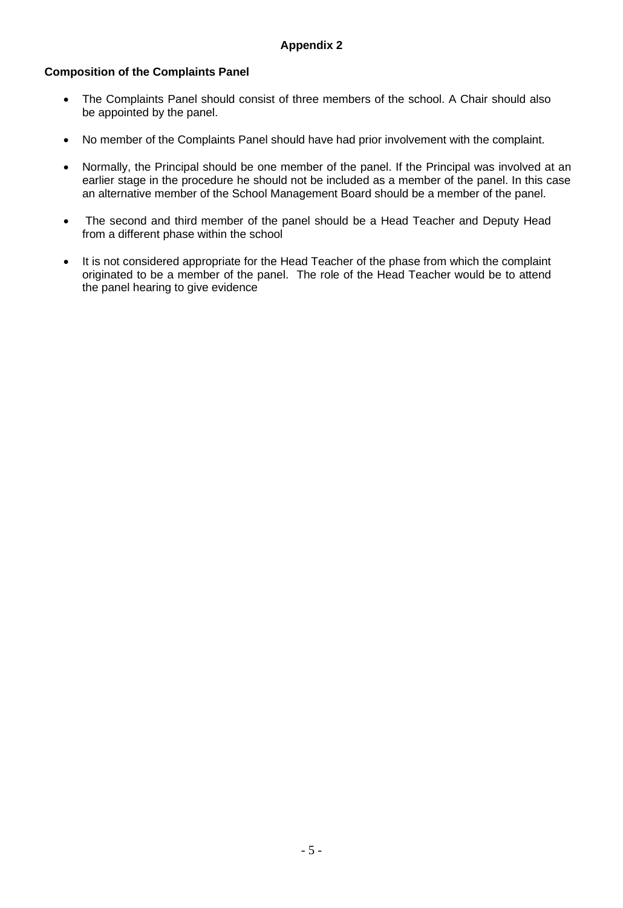## Appendix 2

**Composition of the Complaints Panel**

- The Complaints Panel should consist of three members of the school. A Chair should also be appointed by the panel.
- No member of the Complaints Panel should have had prior involvement with the complaint.
- Normally, the Principal should be one member of the panel. If the Principal was involved at an earlier stage in the procedure he should not be included as a member of the panel. In this case an alternative member of the School Management Board should be a member of the panel.
- The second and third member of the panel should be a Head Teacher and Deputy Head from a different phase within the school
- It is not considered appropriate for the Head Teacher of the phase from which the complaint originated to be a member of the panel. The role of the Head Teacher would be to attend the panel hearing to give evidence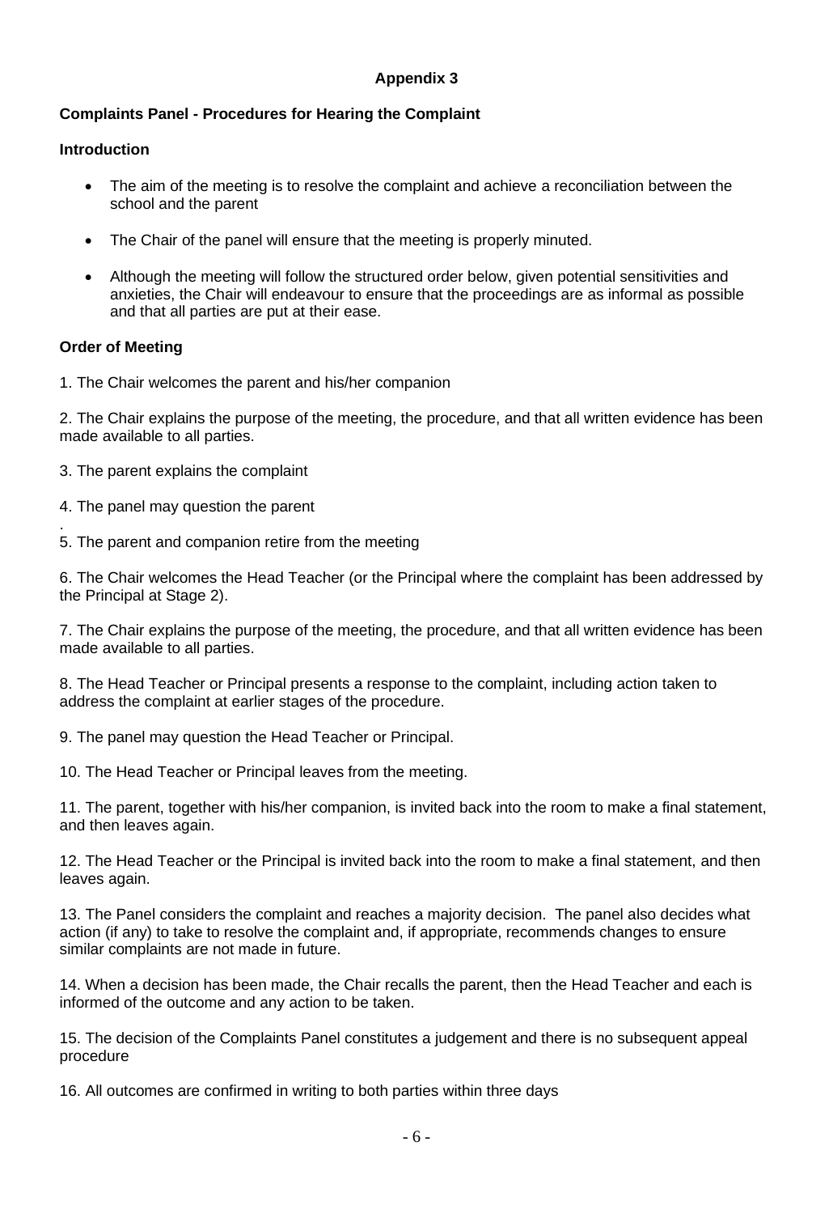**Appendix 3**

**Complaints Panel - Procedures for Hearing the Complaint**

**Introduction**

- The aim of the meeting is to resolve the complaint and achieve a reconciliation between the school and the parent
- The Chair of the panel will ensure that the meeting is properly minuted.
- Although the meeting will follow the structured order below, given potential sensitivities and anxieties, the Chair will endeavour to ensure that the proceedings are as informal as possible and that all parties are put at their ease.

**Order of Meeting**

1. The Chair welcomes the parent and his/her companion

2. The Chair explains the purpose of the meeting, the procedure, and that all written evidence has been made available to all parties.

3. The parent explains the complaint

4. The panel may question the parent

5. The parent and companion retire from the meeting

6. The Chair welcomes the Head Teacher (or the Principal where the complaint has been addressed by the Principal at Stage 2).

7. The Chair explains the purpose of the meeting, the procedure, and that all written evidence has been made available to all parties.

8. The Head Teacher or Principal presents a response to the complaint, including action taken to address the complaint at earlier stages of the procedure.

9. The panel may question the Head Teacher or Principal.

10. The Head Teacher or Principal leaves from the meeting.

11. The parent, together with his/her companion, is invited back into the room to make a final statement, and then leaves again.

12. The Head Teacher or the Principal is invited back into the room to make a final statement, and then leaves again.

13. The Panel considers the complaint and reaches a majority decision. The panel also decides what action (if any) to take to resolve the complaint and, if appropriate, recommends changes to ensure similar complaints are not made in future.

14. When a decision has been made, the Chair recalls the parent, then the Head Teacher and each is informed of the outcome and any action to be taken.

15. The decision of the Complaints Panel constitutes a judgement and there is no subsequent appeal procedure

16. All outcomes are confirmed in writing to both parties within three days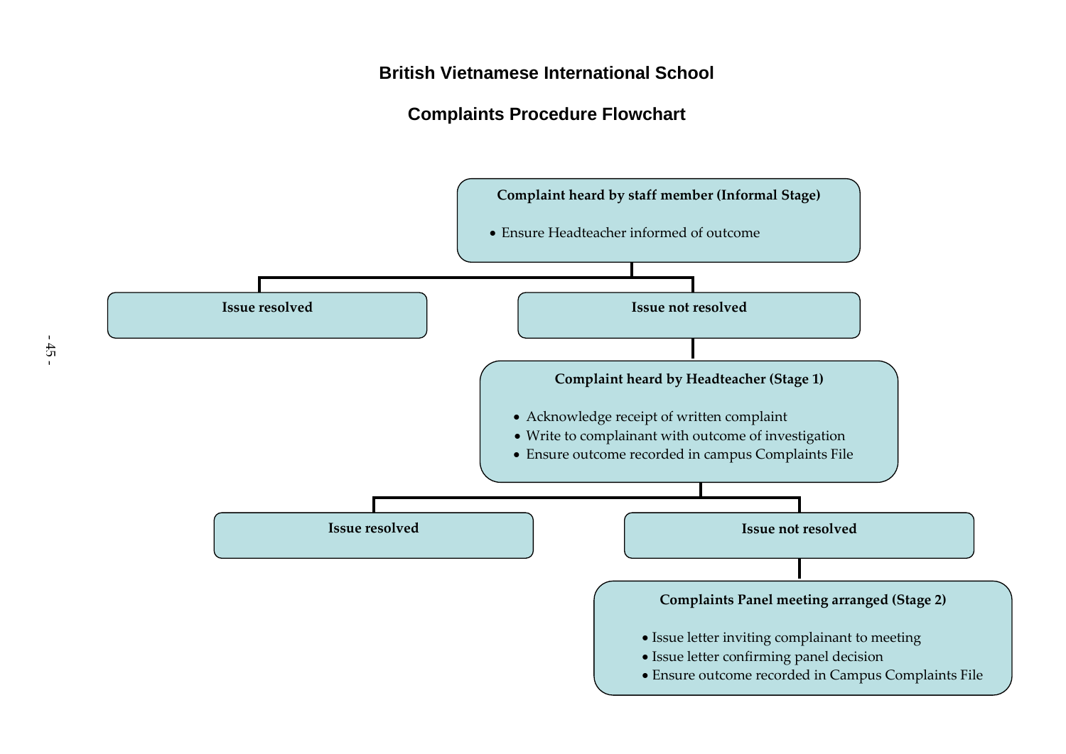## British Vietnamese International School

## Complaints Procedure Flowchart

**Complaint heard by staff member (Informal Stage)**

- Ensure Headteacher informed of outcome

**Issue resolved**

**Issue not resolved**

**Complaint heard by Headteacher (Stage 1)**

- Acknowledge receipt of written complaint
- Write to complainant with outcome of investigation
- Ensure outcome recorded in campus Complaints File

**Issue resolved**

**Issue not resolved**

**Complaints Panel meeting arranged (Stage 2)**

- Issue letter inviting complainant to meeting
- Issue letter confirming panel decision
- Ensure outcome recorded in Campus Complaints File